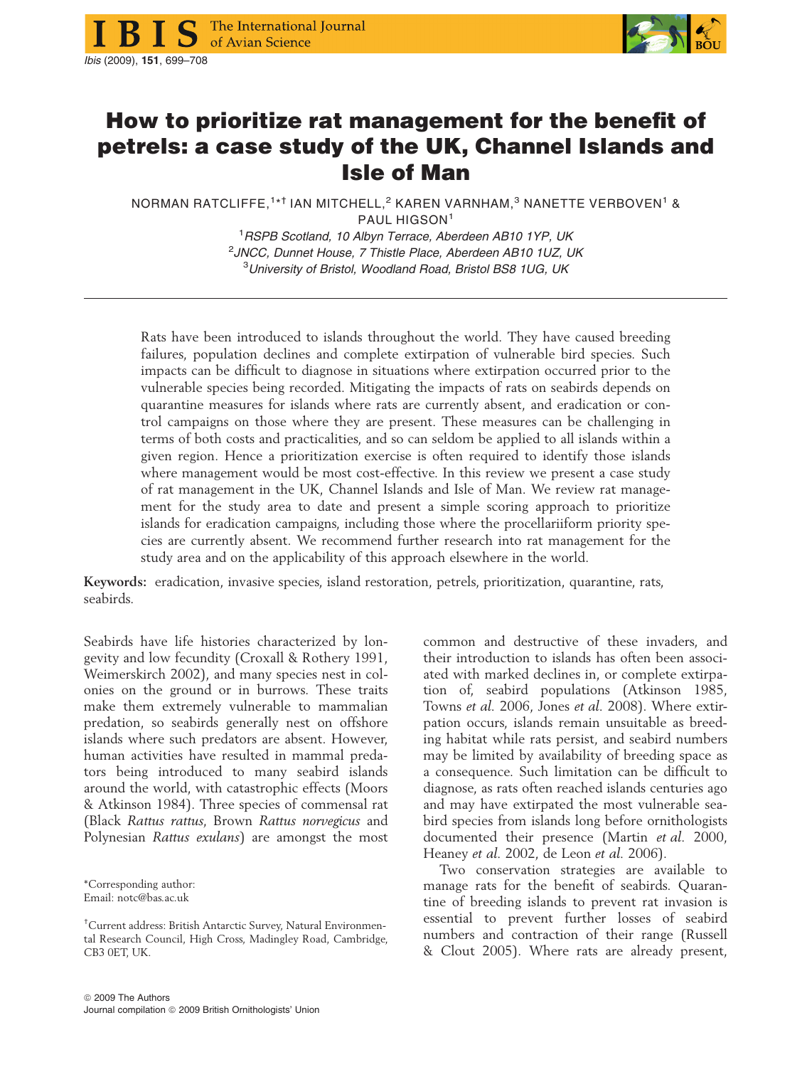# How to prioritize rat management for the benefit of petrels: a case study of the UK, Channel Islands and Isle of Man

NORMAN RATCLIFFE,[1*†] IAN MITCHELL,[2] KAREN VARNHAM,[3] NANETTE VERBOVEN[1] & PAUL HIGSON[1]

[1]*RSPB Scotland, 10 Albyn Terrace, Aberdeen AB10 1YP, UK*
[2]*JNCC, Dunnet House, 7 Thistle Place, Aberdeen AB10 1UZ, UK*
[3]*University of Bristol, Woodland Road, Bristol BS8 1UG, UK*

Rats have been introduced to islands throughout the world. They have caused breeding failures, population declines and complete extirpation of vulnerable bird species. Such impacts can be difficult to diagnose in situations where extirpation occurred prior to the vulnerable species being recorded. Mitigating the impacts of rats on seabirds depends on quarantine measures for islands where rats are currently absent, and eradication or control campaigns on those where they are present. These measures can be challenging in terms of both costs and practicalities, and so can seldom be applied to all islands within a given region. Hence a prioritization exercise is often required to identify those islands where management would be most cost-effective. In this review we present a case study of rat management in the UK, Channel Islands and Isle of Man. We review rat management for the study area to date and present a simple scoring approach to prioritize islands for eradication campaigns, including those where the procellariiform priority species are currently absent. We recommend further research into rat management for the study area and on the applicability of this approach elsewhere in the world.

**Keywords:** eradication, invasive species, island restoration, petrels, prioritization, quarantine, rats, seabirds.

Seabirds have life histories characterized by longevity and low fecundity (Croxall & Rothery 1991, Weimerskirch 2002), and many species nest in colonies on the ground or in burrows. These traits make them extremely vulnerable to mammalian predation, so seabirds generally nest on offshore islands where such predators are absent. However, human activities have resulted in mammal predators being introduced to many seabird islands around the world, with catastrophic effects (Moors & Atkinson 1984). Three species of commensal rat (Black *Rattus rattus*, Brown *Rattus norvegicus* and Polynesian *Rattus exulans*) are amongst the most common and destructive of these invaders, and their introduction to islands has often been associated with marked declines in, or complete extirpation of, seabird populations (Atkinson 1985, Towns *et al.* 2006, Jones *et al.* 2008). Where extirpation occurs, islands remain unsuitable as breeding habitat while rats persist, and seabird numbers may be limited by availability of breeding space as a consequence. Such limitation can be difficult to diagnose, as rats often reached islands centuries ago and may have extirpated the most vulnerable seabird species from islands long before ornithologists documented their presence (Martin *et al.* 2000, Heaney *et al.* 2002, de Leon *et al.* 2006).

Two conservation strategies are available to manage rats for the benefit of seabirds. Quarantine of breeding islands to prevent rat invasion is essential to prevent further losses of seabird numbers and contraction of their range (Russell & Clout 2005). Where rats are already present,

*Corresponding author:
Email: notc@bas.ac.uk

†Current address: British Antarctic Survey, Natural Environmental Research Council, High Cross, Madingley Road, Cambridge, CB3 0ET, UK.

© 2009 The Authors
Journal compilation © 2009 British Ornithologists' Union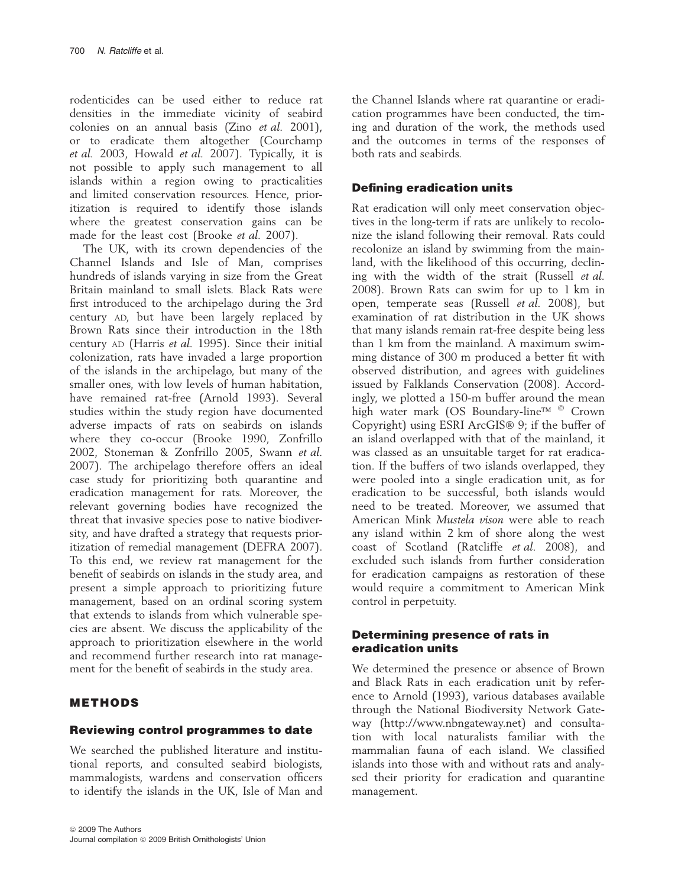rodenticides can be used either to reduce rat densities in the immediate vicinity of seabird colonies on an annual basis (Zino *et al.* 2001), or to eradicate them altogether (Courchamp *et al.* 2003, Howald *et al.* 2007). Typically, it is not possible to apply such management to all islands within a region owing to practicalities and limited conservation resources. Hence, prioritization is required to identify those islands where the greatest conservation gains can be made for the least cost (Brooke *et al.* 2007).

The UK, with its crown dependencies of the Channel Islands and Isle of Man, comprises hundreds of islands varying in size from the Great Britain mainland to small islets. Black Rats were first introduced to the archipelago during the 3rd century AD, but have been largely replaced by Brown Rats since their introduction in the 18th century AD (Harris *et al.* 1995). Since their initial colonization, rats have invaded a large proportion of the islands in the archipelago, but many of the smaller ones, with low levels of human habitation, have remained rat-free (Arnold 1993). Several studies within the study region have documented adverse impacts of rats on seabirds on islands where they co-occur (Brooke 1990, Zonfrillo 2002, Stoneman & Zonfrillo 2005, Swann *et al.* 2007). The archipelago therefore offers an ideal case study for prioritizing both quarantine and eradication management for rats. Moreover, the relevant governing bodies have recognized the threat that invasive species pose to native biodiversity, and have drafted a strategy that requests prioritization of remedial management (DEFRA 2007). To this end, we review rat management for the benefit of seabirds on islands in the study area, and present a simple approach to prioritizing future management, based on an ordinal scoring system that extends to islands from which vulnerable species are absent. We discuss the applicability of the approach to prioritization elsewhere in the world and recommend further research into rat management for the benefit of seabirds in the study area.

## METHODS

### Reviewing control programmes to date

We searched the published literature and institutional reports, and consulted seabird biologists, mammalogists, wardens and conservation officers to identify the islands in the UK, Isle of Man and the Channel Islands where rat quarantine or eradication programmes have been conducted, the timing and duration of the work, the methods used and the outcomes in terms of the responses of both rats and seabirds.

### Defining eradication units

Rat eradication will only meet conservation objectives in the long-term if rats are unlikely to recolonize the island following their removal. Rats could recolonize an island by swimming from the mainland, with the likelihood of this occurring, declining with the width of the strait (Russell *et al.* 2008). Brown Rats can swim for up to 1 km in open, temperate seas (Russell *et al.* 2008), but examination of rat distribution in the UK shows that many islands remain rat-free despite being less than 1 km from the mainland. A maximum swimming distance of 300 m produced a better fit with observed distribution, and agrees with guidelines issued by Falklands Conservation (2008). Accordingly, we plotted a 150-m buffer around the mean high water mark (OS Boundary-line™ © Crown Copyright) using ESRI ArcGIS® 9; if the buffer of an island overlapped with that of the mainland, it was classed as an unsuitable target for rat eradication. If the buffers of two islands overlapped, they were pooled into a single eradication unit, as for eradication to be successful, both islands would need to be treated. Moreover, we assumed that American Mink *Mustela vison* were able to reach any island within 2 km of shore along the west coast of Scotland (Ratcliffe *et al.* 2008), and excluded such islands from further consideration for eradication campaigns as restoration of these would require a commitment to American Mink control in perpetuity.

### Determining presence of rats in eradication units

We determined the presence or absence of Brown and Black Rats in each eradication unit by reference to Arnold (1993), various databases available through the National Biodiversity Network Gateway (http://www.nbngateway.net) and consultation with local naturalists familiar with the mammalian fauna of each island. We classified islands into those with and without rats and analysed their priority for eradication and quarantine management.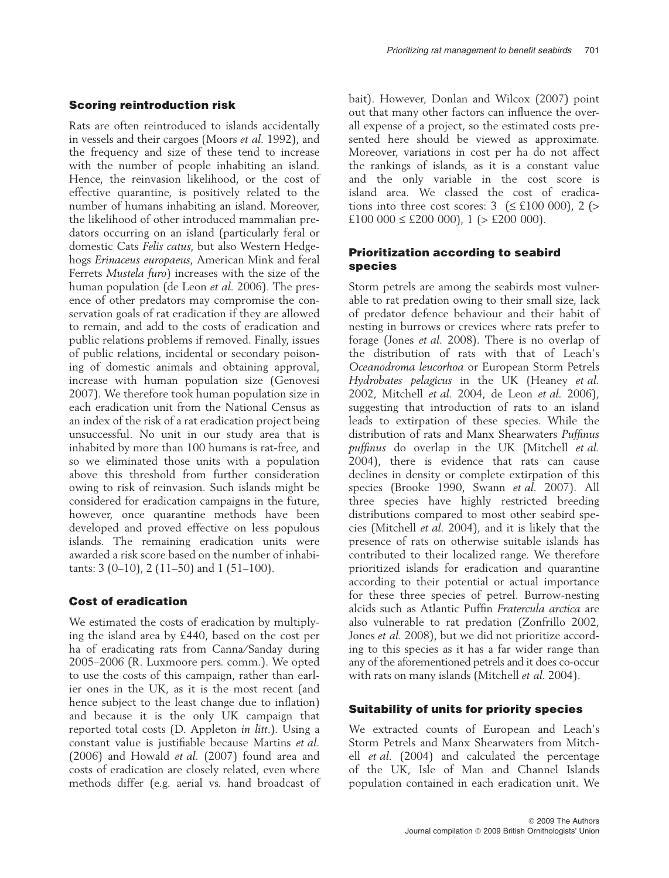### Scoring reintroduction risk

Rats are often reintroduced to islands accidentally in vessels and their cargoes (Moors *et al.* 1992), and the frequency and size of these tend to increase with the number of people inhabiting an island. Hence, the reinvasion likelihood, or the cost of effective quarantine, is positively related to the number of humans inhabiting an island. Moreover, the likelihood of other introduced mammalian predators occurring on an island (particularly feral or domestic Cats *Felis catus*, but also Western Hedgehogs *Erinaceus europaeus*, American Mink and feral Ferrets *Mustela furo*) increases with the size of the human population (de Leon *et al.* 2006). The presence of other predators may compromise the conservation goals of rat eradication if they are allowed to remain, and add to the costs of eradication and public relations problems if removed. Finally, issues of public relations, incidental or secondary poisoning of domestic animals and obtaining approval, increase with human population size (Genovesi 2007). We therefore took human population size in each eradication unit from the National Census as an index of the risk of a rat eradication project being unsuccessful. No unit in our study area that is inhabited by more than 100 humans is rat-free, and so we eliminated those units with a population above this threshold from further consideration owing to risk of reinvasion. Such islands might be considered for eradication campaigns in the future, however, once quarantine methods have been developed and proved effective on less populous islands. The remaining eradication units were awarded a risk score based on the number of inhabitants: 3 (0–10), 2 (11–50) and 1 (51–100).

### Cost of eradication

We estimated the costs of eradication by multiplying the island area by £440, based on the cost per ha of eradicating rats from Canna/Sanday during 2005–2006 (R. Luxmoore pers. comm.). We opted to use the costs of this campaign, rather than earlier ones in the UK, as it is the most recent (and hence subject to the least change due to inflation) and because it is the only UK campaign that reported total costs (D. Appleton *in litt.*). Using a constant value is justifiable because Martins *et al.* (2006) and Howald *et al.* (2007) found area and costs of eradication are closely related, even where methods differ (e.g. aerial vs. hand broadcast of bait). However, Donlan and Wilcox (2007) point out that many other factors can influence the overall expense of a project, so the estimated costs presented here should be viewed as approximate. Moreover, variations in cost per ha do not affect the rankings of islands, as it is a constant value and the only variable in the cost score is island area. We classed the cost of eradications into three cost scores: 3 (≤ £100 000), 2 (> £100 000 ≤ £200 000), 1 (> £200 000).

### Prioritization according to seabird species

Storm petrels are among the seabirds most vulnerable to rat predation owing to their small size, lack of predator defence behaviour and their habit of nesting in burrows or crevices where rats prefer to forage (Jones *et al.* 2008). There is no overlap of the distribution of rats with that of Leach's *Oceanodroma leucorhoa* or European Storm Petrels *Hydrobates pelagicus* in the UK (Heaney *et al.* 2002, Mitchell *et al.* 2004, de Leon *et al.* 2006), suggesting that introduction of rats to an island leads to extirpation of these species. While the distribution of rats and Manx Shearwaters *Puffinus puffinus* do overlap in the UK (Mitchell *et al.* 2004), there is evidence that rats can cause declines in density or complete extirpation of this species (Brooke 1990, Swann *et al.* 2007). All three species have highly restricted breeding distributions compared to most other seabird species (Mitchell *et al.* 2004), and it is likely that the presence of rats on otherwise suitable islands has contributed to their localized range. We therefore prioritized islands for eradication and quarantine according to their potential or actual importance for these three species of petrel. Burrow-nesting alcids such as Atlantic Puffin *Fratercula arctica* are also vulnerable to rat predation (Zonfrillo 2002, Jones *et al.* 2008), but we did not prioritize according to this species as it has a far wider range than any of the aforementioned petrels and it does co-occur with rats on many islands (Mitchell *et al.* 2004).

### Suitability of units for priority species

We extracted counts of European and Leach's Storm Petrels and Manx Shearwaters from Mitchell *et al.* (2004) and calculated the percentage of the UK, Isle of Man and Channel Islands population contained in each eradication unit. We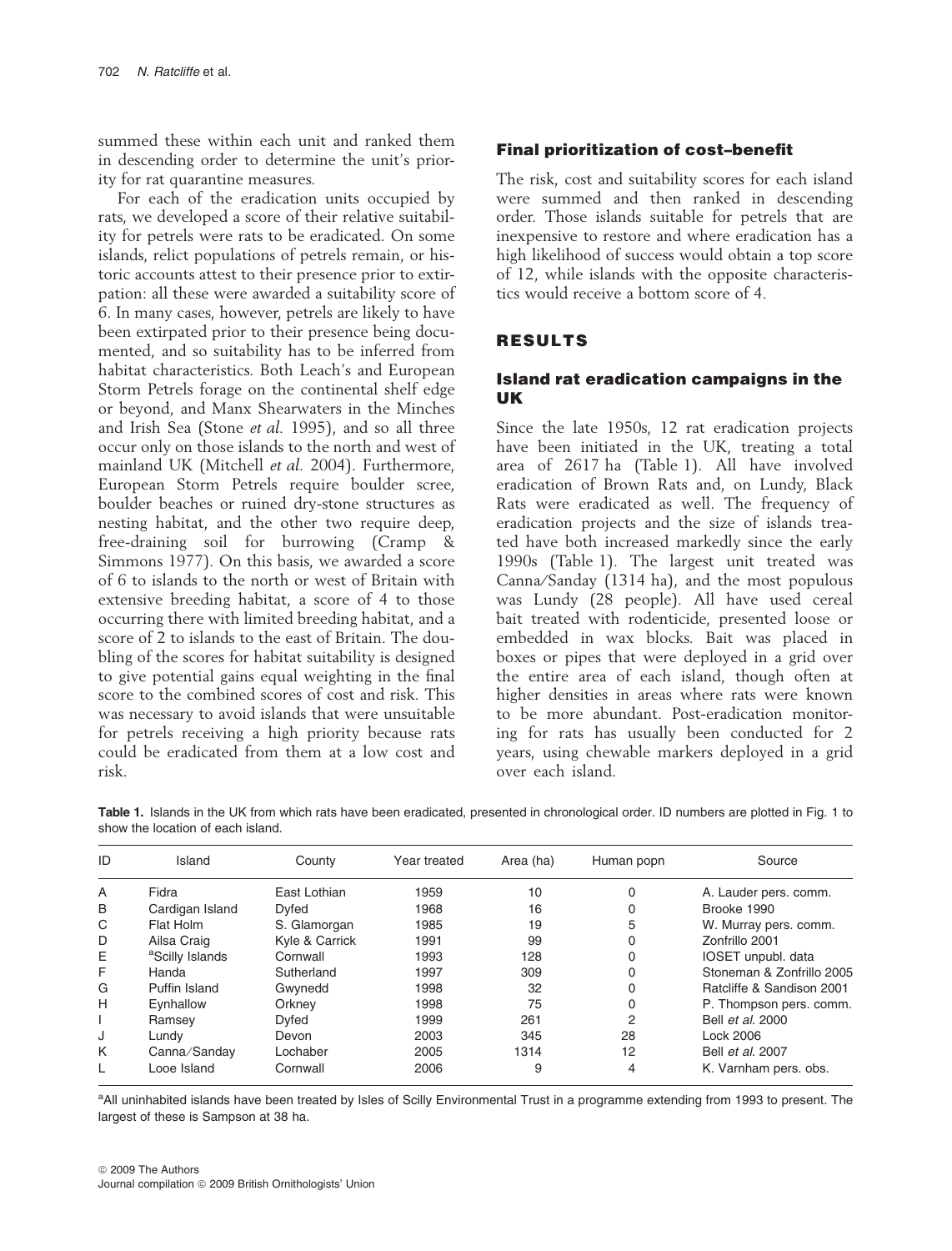summed these within each unit and ranked them in descending order to determine the unit's priority for rat quarantine measures.

For each of the eradication units occupied by rats, we developed a score of their relative suitability for petrels were rats to be eradicated. On some islands, relict populations of petrels remain, or historic accounts attest to their presence prior to extirpation: all these were awarded a suitability score of 6. In many cases, however, petrels are likely to have been extirpated prior to their presence being documented, and so suitability has to be inferred from habitat characteristics. Both Leach's and European Storm Petrels forage on the continental shelf edge or beyond, and Manx Shearwaters in the Minches and Irish Sea (Stone *et al.* 1995), and so all three occur only on those islands to the north and west of mainland UK (Mitchell *et al.* 2004). Furthermore, European Storm Petrels require boulder scree, boulder beaches or ruined dry-stone structures as nesting habitat, and the other two require deep, free-draining soil for burrowing (Cramp & Simmons 1977). On this basis, we awarded a score of 6 to islands to the north or west of Britain with extensive breeding habitat, a score of 4 to those occurring there with limited breeding habitat, and a score of 2 to islands to the east of Britain. The doubling of the scores for habitat suitability is designed to give potential gains equal weighting in the final score to the combined scores of cost and risk. This was necessary to avoid islands that were unsuitable for petrels receiving a high priority because rats could be eradicated from them at a low cost and risk.

### Final prioritization of cost–benefit

The risk, cost and suitability scores for each island were summed and then ranked in descending order. Those islands suitable for petrels that are inexpensive to restore and where eradication has a high likelihood of success would obtain a top score of 12, while islands with the opposite characteristics would receive a bottom score of 4.

## RESULTS

### Island rat eradication campaigns in the UK

Since the late 1950s, 12 rat eradication projects have been initiated in the UK, treating a total area of 2617 ha (Table 1). All have involved eradication of Brown Rats and, on Lundy, Black Rats were eradicated as well. The frequency of eradication projects and the size of islands treated have both increased markedly since the early 1990s (Table 1). The largest unit treated was Canna/Sanday (1314 ha), and the most populous was Lundy (28 people). All have used cereal bait treated with rodenticide, presented loose or embedded in wax blocks. Bait was placed in boxes or pipes that were deployed in a grid over the entire area of each island, though often at higher densities in areas where rats were known to be more abundant. Post-eradication monitoring for rats has usually been conducted for 2 years, using chewable markers deployed in a grid over each island.

**Table 1.** Islands in the UK from which rats have been eradicated, presented in chronological order. ID numbers are plotted in Fig. 1 to show the location of each island.

| ID | Island | County | Year treated | Area (ha) | Human popn | Source |
|---|---|---|---|---|---|---|
| A | Fidra | East Lothian | 1959 | 10 | 0 | A. Lauder pers. comm. |
| B | Cardigan Island | Dyfed | 1968 | 16 | 0 | Brooke 1990 |
| C | Flat Holm | S. Glamorgan | 1985 | 19 | 5 | W. Murray pers. comm. |
| D | Ailsa Craig | Kyle & Carrick | 1991 | 99 | 0 | Zonfrillo 2001 |
| E | [a]Scilly Islands | Cornwall | 1993 | 128 | 0 | IOSET unpubl. data |
| F | Handa | Sutherland | 1997 | 309 | 0 | Stoneman & Zonfrillo 2005 |
| G | Puffin Island | Gwynedd | 1998 | 32 | 0 | Ratcliffe & Sandison 2001 |
| H | Eynhallow | Orkney | 1998 | 75 | 0 | P. Thompson pers. comm. |
| I | Ramsey | Dyfed | 1999 | 261 | 2 | Bell *et al.* 2000 |
| J | Lundy | Devon | 2003 | 345 | 28 | Lock 2006 |
| K | Canna/Sanday | Lochaber | 2005 | 1314 | 12 | Bell *et al.* 2007 |
| L | Looe Island | Cornwall | 2006 | 9 | 4 | K. Varnham pers. obs. |

[a]All uninhabited islands have been treated by Isles of Scilly Environmental Trust in a programme extending from 1993 to present. The largest of these is Sampson at 38 ha.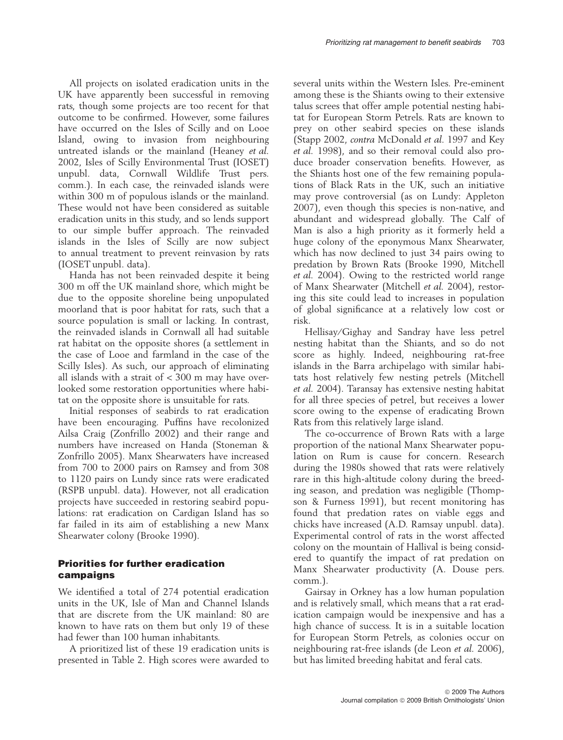All projects on isolated eradication units in the UK have apparently been successful in removing rats, though some projects are too recent for that outcome to be confirmed. However, some failures have occurred on the Isles of Scilly and on Looe Island, owing to invasion from neighbouring untreated islands or the mainland (Heaney *et al.* 2002, Isles of Scilly Environmental Trust (IOSET) unpubl. data, Cornwall Wildlife Trust pers. comm.). In each case, the reinvaded islands were within 300 m of populous islands or the mainland. These would not have been considered as suitable eradication units in this study, and so lends support to our simple buffer approach. The reinvaded islands in the Isles of Scilly are now subject to annual treatment to prevent reinvasion by rats (IOSET unpubl. data).

Handa has not been reinvaded despite it being 300 m off the UK mainland shore, which might be due to the opposite shoreline being unpopulated moorland that is poor habitat for rats, such that a source population is small or lacking. In contrast, the reinvaded islands in Cornwall all had suitable rat habitat on the opposite shores (a settlement in the case of Looe and farmland in the case of the Scilly Isles). As such, our approach of eliminating all islands with a strait of < 300 m may have overlooked some restoration opportunities where habitat on the opposite shore is unsuitable for rats.

Initial responses of seabirds to rat eradication have been encouraging. Puffins have recolonized Ailsa Craig (Zonfrillo 2002) and their range and numbers have increased on Handa (Stoneman & Zonfrillo 2005). Manx Shearwaters have increased from 700 to 2000 pairs on Ramsey and from 308 to 1120 pairs on Lundy since rats were eradicated (RSPB unpubl. data). However, not all eradication projects have succeeded in restoring seabird populations: rat eradication on Cardigan Island has so far failed in its aim of establishing a new Manx Shearwater colony (Brooke 1990).

## Priorities for further eradication campaigns

We identified a total of 274 potential eradication units in the UK, Isle of Man and Channel Islands that are discrete from the UK mainland: 80 are known to have rats on them but only 19 of these had fewer than 100 human inhabitants.

A prioritized list of these 19 eradication units is presented in Table 2. High scores were awarded to several units within the Western Isles. Pre-eminent among these is the Shiants owing to their extensive talus screes that offer ample potential nesting habitat for European Storm Petrels. Rats are known to prey on other seabird species on these islands (Stapp 2002, *contra* McDonald *et al.* 1997 and Key *et al.* 1998), and so their removal could also produce broader conservation benefits. However, as the Shiants host one of the few remaining populations of Black Rats in the UK, such an initiative may prove controversial (as on Lundy: Appleton 2007), even though this species is non-native, and abundant and widespread globally. The Calf of Man is also a high priority as it formerly held a huge colony of the eponymous Manx Shearwater, which has now declined to just 34 pairs owing to predation by Brown Rats (Brooke 1990, Mitchell *et al.* 2004). Owing to the restricted world range of Manx Shearwater (Mitchell *et al.* 2004), restoring this site could lead to increases in population of global significance at a relatively low cost or risk.

Hellisay/Gighay and Sandray have less petrel nesting habitat than the Shiants, and so do not score as highly. Indeed, neighbouring rat-free islands in the Barra archipelago with similar habitats host relatively few nesting petrels (Mitchell *et al.* 2004). Taransay has extensive nesting habitat for all three species of petrel, but receives a lower score owing to the expense of eradicating Brown Rats from this relatively large island.

The co-occurrence of Brown Rats with a large proportion of the national Manx Shearwater population on Rum is cause for concern. Research during the 1980s showed that rats were relatively rare in this high-altitude colony during the breeding season, and predation was negligible (Thompson & Furness 1991), but recent monitoring has found that predation rates on viable eggs and chicks have increased (A.D. Ramsay unpubl. data). Experimental control of rats in the worst affected colony on the mountain of Hallival is being considered to quantify the impact of rat predation on Manx Shearwater productivity (A. Douse pers. comm.).

Gairsay in Orkney has a low human population and is relatively small, which means that a rat eradication campaign would be inexpensive and has a high chance of success. It is in a suitable location for European Storm Petrels, as colonies occur on neighbouring rat-free islands (de Leon *et al.* 2006), but has limited breeding habitat and feral cats.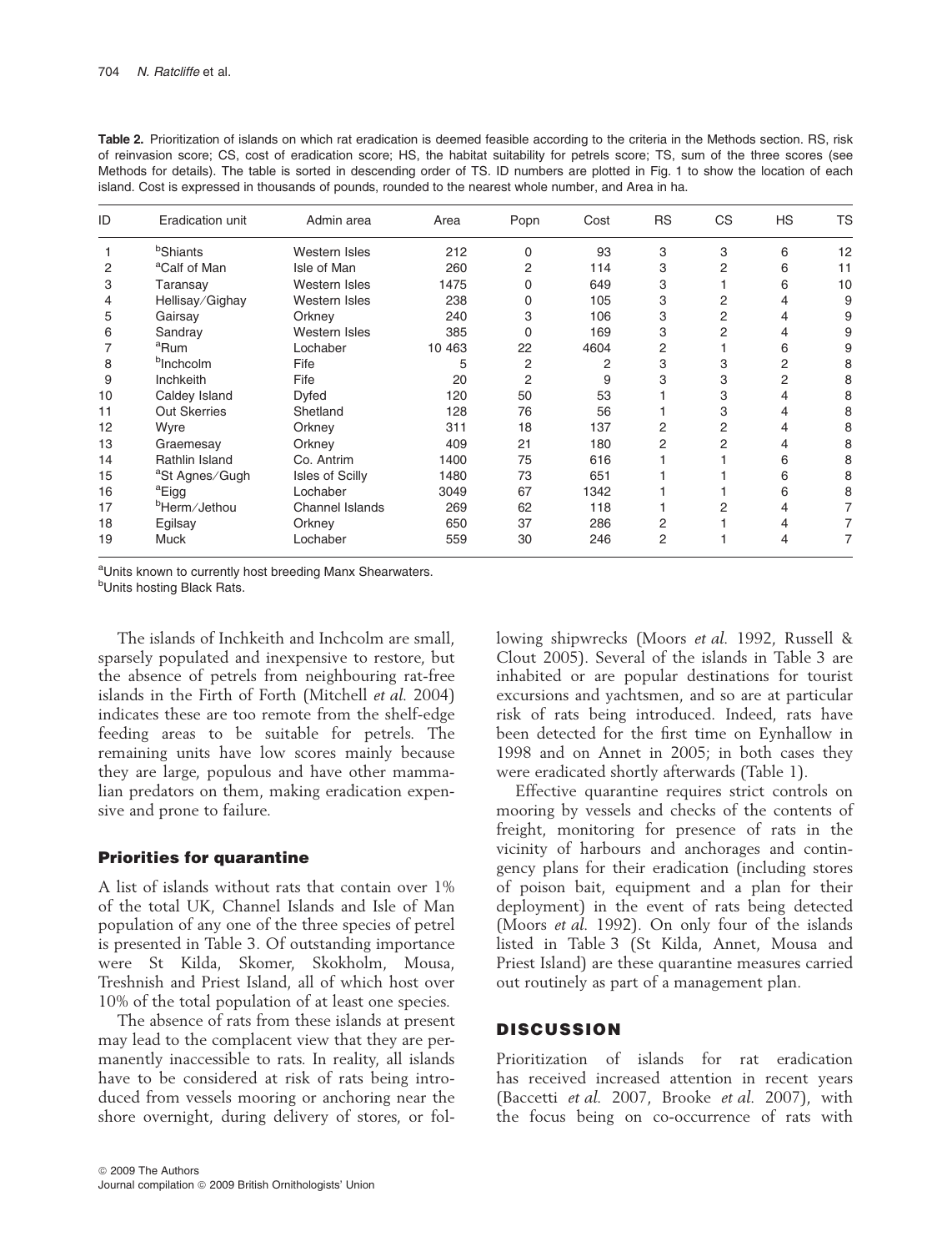**Table 2.** Prioritization of islands on which rat eradication is deemed feasible according to the criteria in the Methods section. RS, risk of reinvasion score; CS, cost of eradication score; HS, the habitat suitability for petrels score; TS, sum of the three scores (see Methods for details). The table is sorted in descending order of TS. ID numbers are plotted in Fig. 1 to show the location of each island. Cost is expressed in thousands of pounds, rounded to the nearest whole number, and Area in ha.

| ID | Eradication unit | Admin area | Area | Popn | Cost | RS | CS | HS | TS |
|---|---|---|---|---|---|---|---|---|---|
| 1 | [b]Shiants | Western Isles | 212 | 0 | 93 | 3 | 3 | 6 | 12 |
| 2 | [a]Calf of Man | Isle of Man | 260 | 2 | 114 | 3 | 2 | 6 | 11 |
| 3 | Taransay | Western Isles | 1475 | 0 | 649 | 3 | 1 | 6 | 10 |
| 4 | Hellisay/Gighay | Western Isles | 238 | 0 | 105 | 3 | 2 | 4 | 9 |
| 5 | Gairsay | Orkney | 240 | 3 | 106 | 3 | 2 | 4 | 9 |
| 6 | Sandray | Western Isles | 385 | 0 | 169 | 3 | 2 | 4 | 9 |
| 7 | [a]Rum | Lochaber | 10 463 | 22 | 4604 | 2 | 1 | 6 | 9 |
| 8 | [b]Inchcolm | Fife | 5 | 2 | 2 | 3 | 3 | 2 | 8 |
| 9 | Inchkeith | Fife | 20 | 2 | 9 | 3 | 3 | 2 | 8 |
| 10 | Caldey Island | Dyfed | 120 | 50 | 53 | 1 | 3 | 4 | 8 |
| 11 | Out Skerries | Shetland | 128 | 76 | 56 | 1 | 3 | 4 | 8 |
| 12 | Wyre | Orkney | 311 | 18 | 137 | 2 | 2 | 4 | 8 |
| 13 | Graemesay | Orkney | 409 | 21 | 180 | 2 | 2 | 4 | 8 |
| 14 | Rathlin Island | Co. Antrim | 1400 | 75 | 616 | 1 | 1 | 6 | 8 |
| 15 | [a]St Agnes/Gugh | Isles of Scilly | 1480 | 73 | 651 | 1 | 1 | 6 | 8 |
| 16 | [a]Eigg | Lochaber | 3049 | 67 | 1342 | 1 | 1 | 6 | 8 |
| 17 | [b]Herm/Jethou | Channel Islands | 269 | 62 | 118 | 1 | 2 | 4 | 7 |
| 18 | Egilsay | Orkney | 650 | 37 | 286 | 2 | 1 | 4 | 7 |
| 19 | Muck | Lochaber | 559 | 30 | 246 | 2 | 1 | 4 | 7 |

[a]Units known to currently host breeding Manx Shearwaters.
[b]Units hosting Black Rats.

The islands of Inchkeith and Inchcolm are small, sparsely populated and inexpensive to restore, but the absence of petrels from neighbouring rat-free islands in the Firth of Forth (Mitchell *et al.* 2004) indicates these are too remote from the shelf-edge feeding areas to be suitable for petrels. The remaining units have low scores mainly because they are large, populous and have other mammalian predators on them, making eradication expensive and prone to failure.

### Priorities for quarantine

A list of islands without rats that contain over 1% of the total UK, Channel Islands and Isle of Man population of any one of the three species of petrel is presented in Table 3. Of outstanding importance were St Kilda, Skomer, Skokholm, Mousa, Treshnish and Priest Island, all of which host over 10% of the total population of at least one species.

The absence of rats from these islands at present may lead to the complacent view that they are permanently inaccessible to rats. In reality, all islands have to be considered at risk of rats being introduced from vessels mooring or anchoring near the shore overnight, during delivery of stores, or following shipwrecks (Moors *et al.* 1992, Russell & Clout 2005). Several of the islands in Table 3 are inhabited or are popular destinations for tourist excursions and yachtsmen, and so are at particular risk of rats being introduced. Indeed, rats have been detected for the first time on Eynhallow in 1998 and on Annet in 2005; in both cases they were eradicated shortly afterwards (Table 1).

Effective quarantine requires strict controls on mooring by vessels and checks of the contents of freight, monitoring for presence of rats in the vicinity of harbours and anchorages and contingency plans for their eradication (including stores of poison bait, equipment and a plan for their deployment) in the event of rats being detected (Moors *et al.* 1992). On only four of the islands listed in Table 3 (St Kilda, Annet, Mousa and Priest Island) are these quarantine measures carried out routinely as part of a management plan.

## DISCUSSION

Prioritization of islands for rat eradication has received increased attention in recent years (Baccetti *et al.* 2007, Brooke *et al.* 2007), with the focus being on co-occurrence of rats with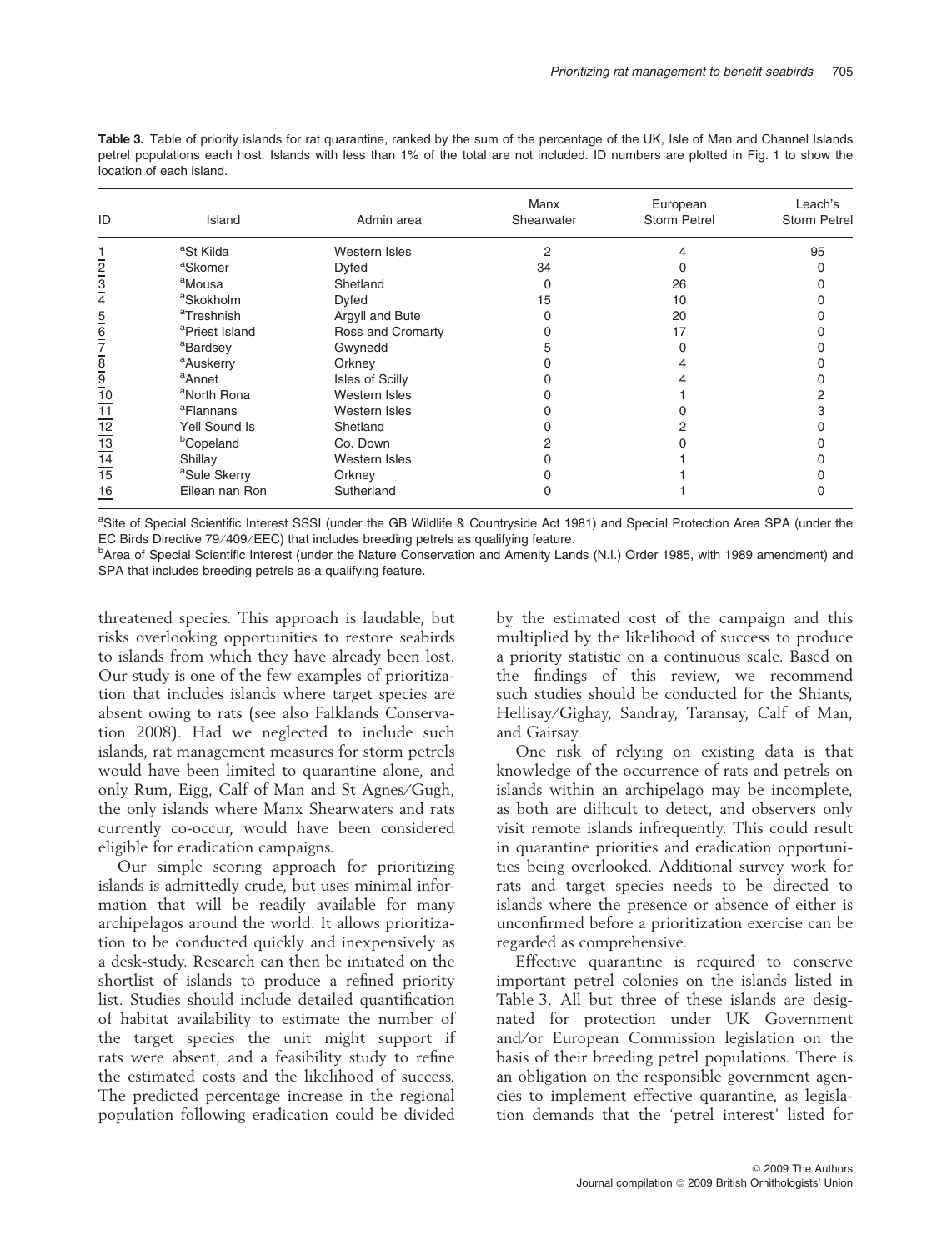**Table 3.** Table of priority islands for rat quarantine, ranked by the sum of the percentage of the UK, Isle of Man and Channel Islands petrel populations each host. Islands with less than 1% of the total are not included. ID numbers are plotted in Fig. 1 to show the location of each island.

| ID | Island | Admin area | Manx Shearwater | European Storm Petrel | Leach's Storm Petrel |
|---|---|---|---|---|---|
| 1 | [a]St Kilda | Western Isles | 2 | 4 | 95 |
| 2 | [a]Skomer | Dyfed | 34 | 0 | 0 |
| 3 | [a]Mousa | Shetland | 0 | 26 | 0 |
| 4 | [a]Skokholm | Dyfed | 15 | 10 | 0 |
| 5 | [a]Treshnish | Argyll and Bute | 0 | 20 | 0 |
| 6 | [a]Priest Island | Ross and Cromarty | 0 | 17 | 0 |
| 7 | [a]Bardsey | Gwynedd | 5 | 0 | 0 |
| 8 | [a]Auskerry | Orkney | 0 | 4 | 0 |
| 9 | [a]Annet | Isles of Scilly | 0 | 4 | 0 |
| 10 | [a]North Rona | Western Isles | 0 | 1 | 2 |
| 11 | [a]Flannans | Western Isles | 0 | 0 | 3 |
| 12 | Yell Sound Is | Shetland | 0 | 2 | 0 |
| 13 | [b]Copeland | Co. Down | 2 | 0 | 0 |
| 14 | Shillay | Western Isles | 0 | 1 | 0 |
| 15 | [a]Sule Skerry | Orkney | 0 | 1 | 0 |
| 16 | Eilean nan Ron | Sutherland | 0 | 1 | 0 |

[a]Site of Special Scientific Interest SSSI (under the GB Wildlife & Countryside Act 1981) and Special Protection Area SPA (under the EC Birds Directive 79/409/EEC) that includes breeding petrels as qualifying feature.
[b]Area of Special Scientific Interest (under the Nature Conservation and Amenity Lands (N.I.) Order 1985, with 1989 amendment) and SPA that includes breeding petrels as a qualifying feature.

threatened species. This approach is laudable, but risks overlooking opportunities to restore seabirds to islands from which they have already been lost. Our study is one of the few examples of prioritization that includes islands where target species are absent owing to rats (see also Falklands Conservation 2008). Had we neglected to include such islands, rat management measures for storm petrels would have been limited to quarantine alone, and only Rum, Eigg, Calf of Man and St Agnes/Gugh, the only islands where Manx Shearwaters and rats currently co-occur, would have been considered eligible for eradication campaigns.

Our simple scoring approach for prioritizing islands is admittedly crude, but uses minimal information that will be readily available for many archipelagos around the world. It allows prioritization to be conducted quickly and inexpensively as a desk-study. Research can then be initiated on the shortlist of islands to produce a refined priority list. Studies should include detailed quantification of habitat availability to estimate the number of the target species the unit might support if rats were absent, and a feasibility study to refine the estimated costs and the likelihood of success. The predicted percentage increase in the regional population following eradication could be divided by the estimated cost of the campaign and this multiplied by the likelihood of success to produce a priority statistic on a continuous scale. Based on the findings of this review, we recommend such studies should be conducted for the Shiants, Hellisay/Gighay, Sandray, Taransay, Calf of Man, and Gairsay.

One risk of relying on existing data is that knowledge of the occurrence of rats and petrels on islands within an archipelago may be incomplete, as both are difficult to detect, and observers only visit remote islands infrequently. This could result in quarantine priorities and eradication opportunities being overlooked. Additional survey work for rats and target species needs to be directed to islands where the presence or absence of either is unconfirmed before a prioritization exercise can be regarded as comprehensive.

Effective quarantine is required to conserve important petrel colonies on the islands listed in Table 3. All but three of these islands are designated for protection under UK Government and/or European Commission legislation on the basis of their breeding petrel populations. There is an obligation on the responsible government agencies to implement effective quarantine, as legislation demands that the 'petrel interest' listed for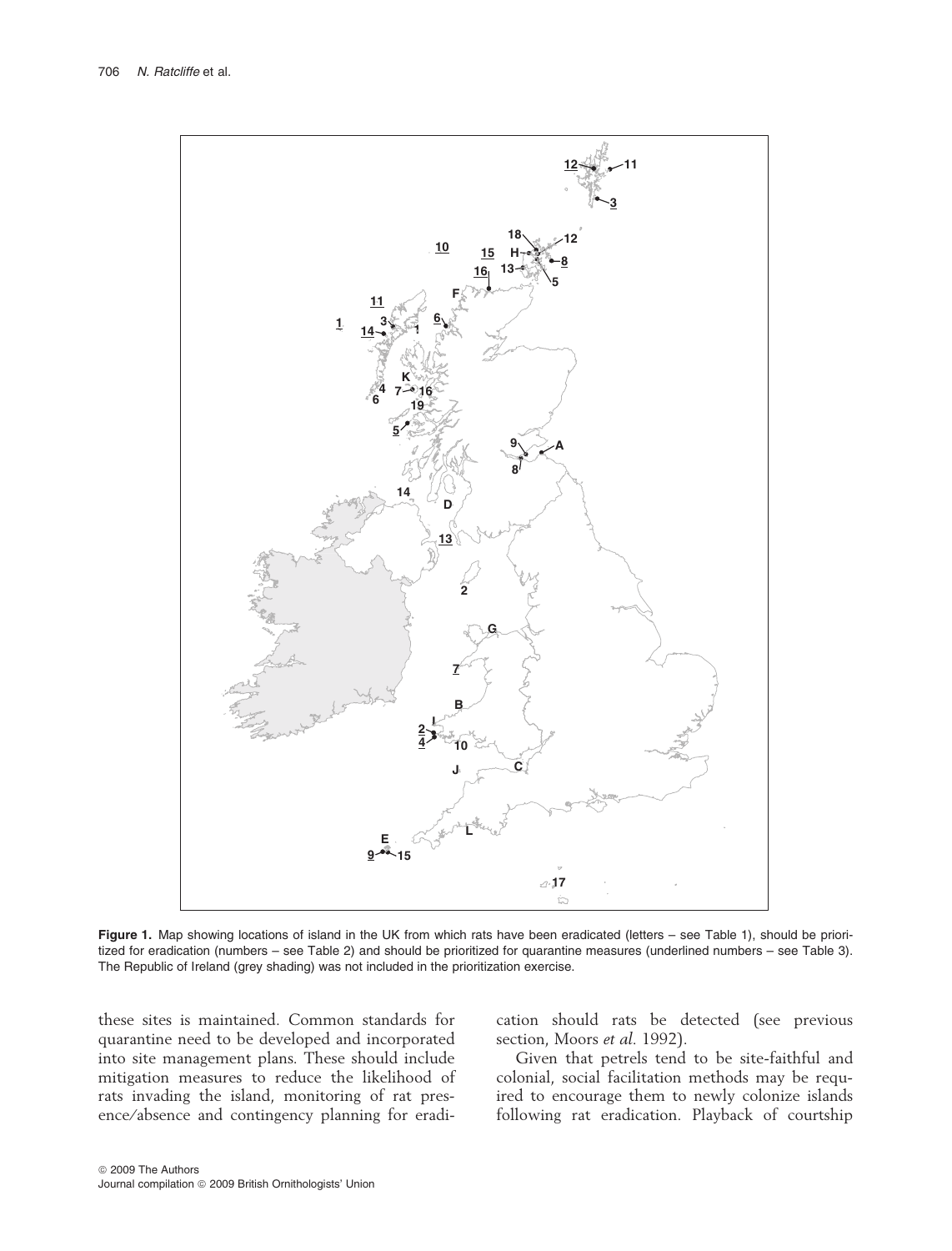**Figure 1.** Map showing locations of island in the UK from which rats have been eradicated (letters – see Table 1), should be prioritized for eradication (numbers – see Table 2) and should be prioritized for quarantine measures (underlined numbers – see Table 3). The Republic of Ireland (grey shading) was not included in the prioritization exercise.

these sites is maintained. Common standards for quarantine need to be developed and incorporated into site management plans. These should include mitigation measures to reduce the likelihood of rats invading the island, monitoring of rat presence/absence and contingency planning for eradication should rats be detected (see previous section, Moors *et al.* 1992).

Given that petrels tend to be site-faithful and colonial, social facilitation methods may be required to encourage them to newly colonize islands following rat eradication. Playback of courtship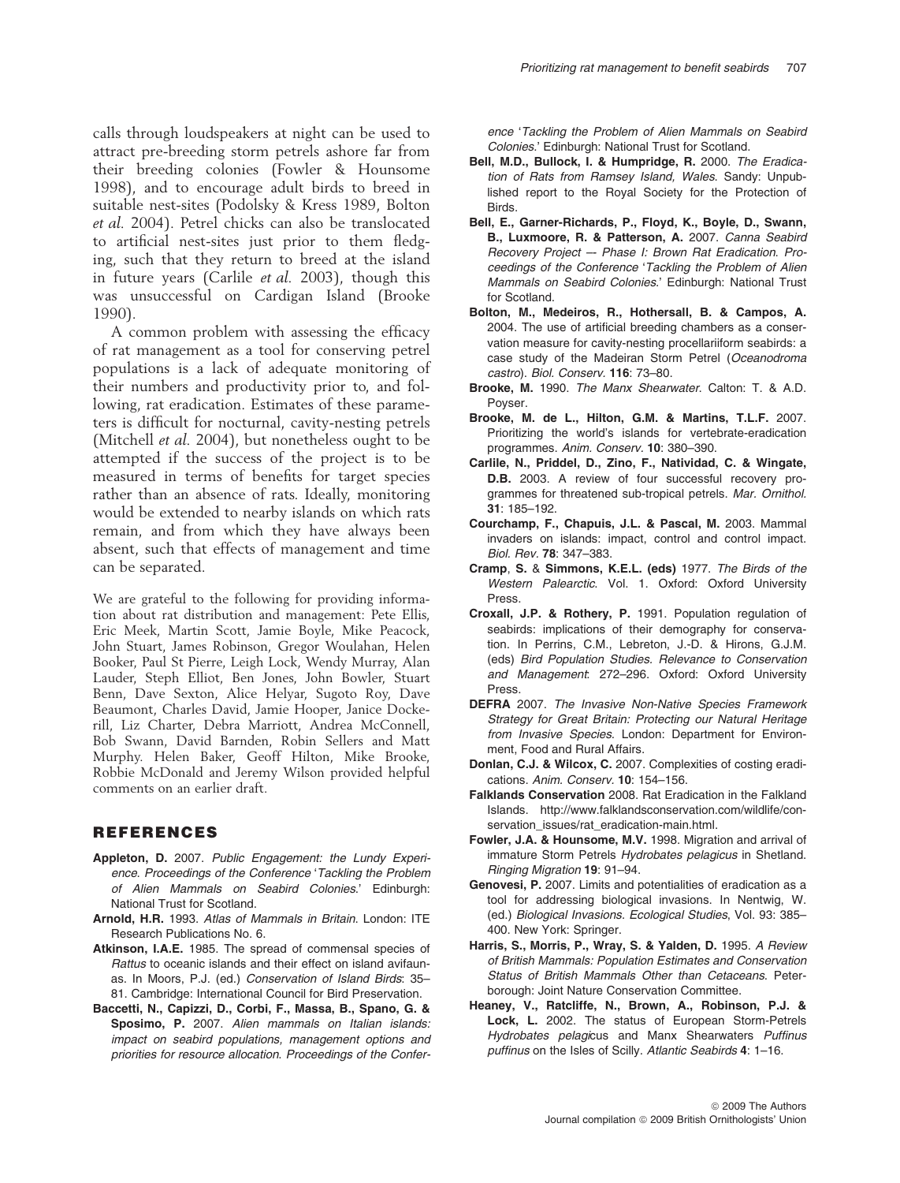calls through loudspeakers at night can be used to attract pre-breeding storm petrels ashore far from their breeding colonies (Fowler & Hounsome 1998), and to encourage adult birds to breed in suitable nest-sites (Podolsky & Kress 1989, Bolton *et al.* 2004). Petrel chicks can also be translocated to artificial nest-sites just prior to them fledging, such that they return to breed at the island in future years (Carlile *et al.* 2003), though this was unsuccessful on Cardigan Island (Brooke 1990).

A common problem with assessing the efficacy of rat management as a tool for conserving petrel populations is a lack of adequate monitoring of their numbers and productivity prior to, and following, rat eradication. Estimates of these parameters is difficult for nocturnal, cavity-nesting petrels (Mitchell *et al.* 2004), but nonetheless ought to be attempted if the success of the project is to be measured in terms of benefits for target species rather than an absence of rats. Ideally, monitoring would be extended to nearby islands on which rats remain, and from which they have always been absent, such that effects of management and time can be separated.

We are grateful to the following for providing information about rat distribution and management: Pete Ellis, Eric Meek, Martin Scott, Jamie Boyle, Mike Peacock, John Stuart, James Robinson, Gregor Woulahan, Helen Booker, Paul St Pierre, Leigh Lock, Wendy Murray, Alan Lauder, Steph Elliot, Ben Jones, John Bowler, Stuart Benn, Dave Sexton, Alice Helyar, Sugoto Roy, Dave Beaumont, Charles David, Jamie Hooper, Janice Dockerill, Liz Charter, Debra Marriott, Andrea McConnell, Bob Swann, David Barnden, Robin Sellers and Matt Murphy. Helen Baker, Geoff Hilton, Mike Brooke, Robbie McDonald and Jeremy Wilson provided helpful comments on an earlier draft.

## REFERENCES

**Appleton, D.** 2007. *Public Engagement: the Lundy Experience. Proceedings of the Conference 'Tackling the Problem of Alien Mammals on Seabird Colonies.'* Edinburgh: National Trust for Scotland.

**Arnold, H.R.** 1993. *Atlas of Mammals in Britain*. London: ITE Research Publications No. 6.

**Atkinson, I.A.E.** 1985. The spread of commensal species of *Rattus* to oceanic islands and their effect on island avifaunas. In Moors, P.J. (ed.) *Conservation of Island Birds*: 35–81. Cambridge: International Council for Bird Preservation.

**Baccetti, N., Capizzi, D., Corbi, F., Massa, B., Spano, G. & Sposimo, P.** 2007. *Alien mammals on Italian islands: impact on seabird populations, management options and priorities for resource allocation. Proceedings of the Conference 'Tackling the Problem of Alien Mammals on Seabird Colonies.'* Edinburgh: National Trust for Scotland.

**Bell, M.D., Bullock, I. & Humpridge, R.** 2000. *The Eradication of Rats from Ramsey Island, Wales*. Sandy: Unpublished report to the Royal Society for the Protection of Birds.

**Bell, E., Garner-Richards, P., Floyd, K., Boyle, D., Swann, B., Luxmoore, R. & Patterson, A.** 2007. *Canna Seabird Recovery Project –- Phase I: Brown Rat Eradication. Proceedings of the Conference 'Tackling the Problem of Alien Mammals on Seabird Colonies.'* Edinburgh: National Trust for Scotland.

**Bolton, M., Medeiros, R., Hothersall, B. & Campos, A.** 2004. The use of artificial breeding chambers as a conservation measure for cavity-nesting procellariiform seabirds: a case study of the Madeiran Storm Petrel (*Oceanodroma castro*). *Biol. Conserv.* **116**: 73–80.

**Brooke, M.** 1990. *The Manx Shearwater*. Calton: T. & A.D. Poyser.

**Brooke, M. de L., Hilton, G.M. & Martins, T.L.F.** 2007. Prioritizing the world's islands for vertebrate-eradication programmes. *Anim. Conserv.* **10**: 380–390.

**Carlile, N., Priddel, D., Zino, F., Natividad, C. & Wingate, D.B.** 2003. A review of four successful recovery programmes for threatened sub-tropical petrels. *Mar. Ornithol.* **31**: 185–192.

**Courchamp, F., Chapuis, J.L. & Pascal, M.** 2003. Mammal invaders on islands: impact, control and control impact. *Biol. Rev.* **78**: 347–383.

**Cramp, S. & Simmons, K.E.L. (eds)** 1977. *The Birds of the Western Palearctic*. Vol. 1. Oxford: Oxford University Press.

**Croxall, J.P. & Rothery, P.** 1991. Population regulation of seabirds: implications of their demography for conservation. In Perrins, C.M., Lebreton, J.-D. & Hirons, G.J.M. (eds) *Bird Population Studies. Relevance to Conservation and Management*: 272–296. Oxford: Oxford University Press.

**DEFRA** 2007. *The Invasive Non-Native Species Framework Strategy for Great Britain: Protecting our Natural Heritage from Invasive Species*. London: Department for Environment, Food and Rural Affairs.

**Donlan, C.J. & Wilcox, C.** 2007. Complexities of costing eradications. *Anim. Conserv.* **10**: 154–156.

**Falklands Conservation** 2008. Rat Eradication in the Falkland Islands. http://www.falklandsconservation.com/wildlife/conservation_issues/rat_eradication-main.html.

**Fowler, J.A. & Hounsome, M.V.** 1998. Migration and arrival of immature Storm Petrels *Hydrobates pelagicus* in Shetland. *Ringing Migration* **19**: 91–94.

**Genovesi, P.** 2007. Limits and potentialities of eradication as a tool for addressing biological invasions. In Nentwig, W. (ed.) *Biological Invasions. Ecological Studies*, Vol. 93: 385–400. New York: Springer.

**Harris, S., Morris, P., Wray, S. & Yalden, D.** 1995. *A Review of British Mammals: Population Estimates and Conservation Status of British Mammals Other than Cetaceans*. Peterborough: Joint Nature Conservation Committee.

**Heaney, V., Ratcliffe, N., Brown, A., Robinson, P.J. & Lock, L.** 2002. The status of European Storm-Petrels *Hydrobates pelagicus* and Manx Shearwaters *Puffinus puffinus* on the Isles of Scilly. *Atlantic Seabirds* **4**: 1–16.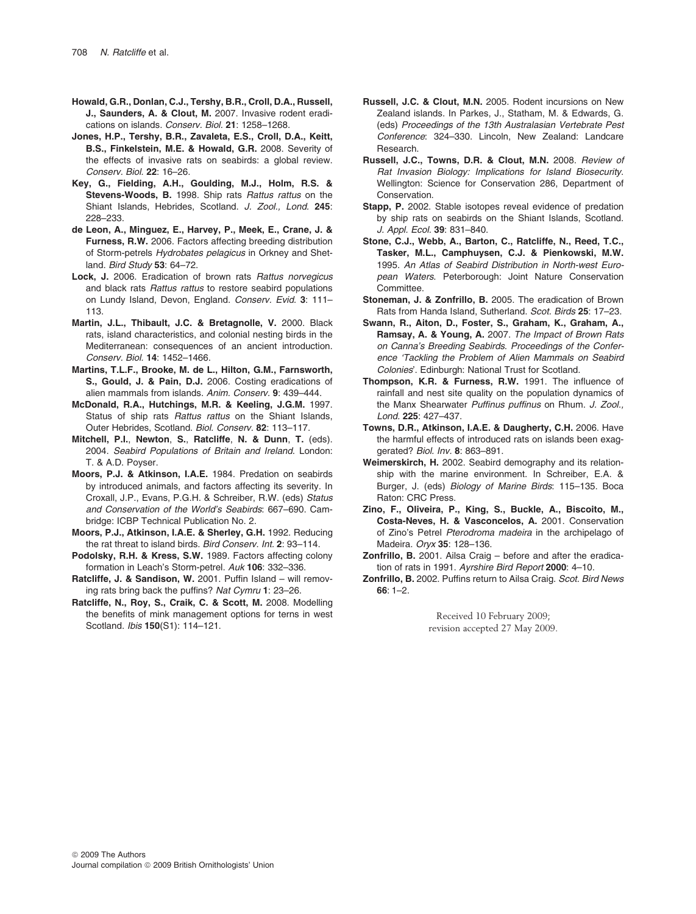**Howald, G.R., Donlan, C.J., Tershy, B.R., Croll, D.A., Russell, J., Saunders, A. & Clout, M.** 2007. Invasive rodent eradications on islands. *Conserv. Biol.* **21**: 1258–1268.

**Jones, H.P., Tershy, B.R., Zavaleta, E.S., Croll, D.A., Keitt, B.S., Finkelstein, M.E. & Howald, G.R.** 2008. Severity of the effects of invasive rats on seabirds: a global review. *Conserv. Biol.* **22**: 16–26.

**Key, G., Fielding, A.H., Goulding, M.J., Holm, R.S. & Stevens-Woods, B.** 1998. Ship rats *Rattus rattus* on the Shiant Islands, Hebrides, Scotland. *J. Zool., Lond.* **245**: 228–233.

**de Leon, A., Minguez, E., Harvey, P., Meek, E., Crane, J. & Furness, R.W.** 2006. Factors affecting breeding distribution of Storm-petrels *Hydrobates pelagicus* in Orkney and Shetland. *Bird Study* **53**: 64–72.

**Lock, J.** 2006. Eradication of brown rats *Rattus norvegicus* and black rats *Rattus rattus* to restore seabird populations on Lundy Island, Devon, England. *Conserv. Evid.* **3**: 111–113.

**Martin, J.L., Thibault, J.C. & Bretagnolle, V.** 2000. Black rats, island characteristics, and colonial nesting birds in the Mediterranean: consequences of an ancient introduction. *Conserv. Biol.* **14**: 1452–1466.

**Martins, T.L.F., Brooke, M. de L., Hilton, G.M., Farnsworth, S., Gould, J. & Pain, D.J.** 2006. Costing eradications of alien mammals from islands. *Anim. Conserv.* **9**: 439–444.

**McDonald, R.A., Hutchings, M.R. & Keeling, J.G.M.** 1997. Status of ship rats *Rattus rattus* on the Shiant Islands, Outer Hebrides, Scotland. *Biol. Conserv.* **82**: 113–117.

**Mitchell, P.I., Newton, S., Ratcliffe, N. & Dunn, T.** (eds). 2004. *Seabird Populations of Britain and Ireland*. London: T. & A.D. Poyser.

**Moors, P.J. & Atkinson, I.A.E.** 1984. Predation on seabirds by introduced animals, and factors affecting its severity. In Croxall, J.P., Evans, P.G.H. & Schreiber, R.W. (eds) *Status and Conservation of the World's Seabirds*: 667–690. Cambridge: ICBP Technical Publication No. 2.

**Moors, P.J., Atkinson, I.A.E. & Sherley, G.H.** 1992. Reducing the rat threat to island birds. *Bird Conserv. Int.* **2**: 93–114.

**Podolsky, R.H. & Kress, S.W.** 1989. Factors affecting colony formation in Leach's Storm-petrel. *Auk* **106**: 332–336.

**Ratcliffe, J. & Sandison, W.** 2001. Puffin Island – will removing rats bring back the puffins? *Nat Cymru* **1**: 23–26.

**Ratcliffe, N., Roy, S., Craik, C. & Scott, M.** 2008. Modelling the benefits of mink management options for terns in west Scotland. *Ibis* **150**(S1): 114–121.

**Russell, J.C. & Clout, M.N.** 2005. Rodent incursions on New Zealand islands. In Parkes, J., Statham, M. & Edwards, G. (eds) *Proceedings of the 13th Australasian Vertebrate Pest Conference*: 324–330. Lincoln, New Zealand: Landcare Research.

**Russell, J.C., Towns, D.R. & Clout, M.N.** 2008. *Review of Rat Invasion Biology: Implications for Island Biosecurity*. Wellington: Science for Conservation 286, Department of Conservation.

**Stapp, P.** 2002. Stable isotopes reveal evidence of predation by ship rats on seabirds on the Shiant Islands, Scotland. *J. Appl. Ecol.* **39**: 831–840.

**Stone, C.J., Webb, A., Barton, C., Ratcliffe, N., Reed, T.C., Tasker, M.L., Camphuysen, C.J. & Pienkowski, M.W.** 1995. *An Atlas of Seabird Distribution in North-west European Waters*. Peterborough: Joint Nature Conservation Committee.

**Stoneman, J. & Zonfrillo, B.** 2005. The eradication of Brown Rats from Handa Island, Sutherland. *Scot. Birds* **25**: 17–23.

**Swann, R., Aiton, D., Foster, S., Graham, K., Graham, A., Ramsay, A. & Young, A.** 2007. *The Impact of Brown Rats on Canna's Breeding Seabirds. Proceedings of the Conference 'Tackling the Problem of Alien Mammals on Seabird Colonies'*. Edinburgh: National Trust for Scotland.

**Thompson, K.R. & Furness, R.W.** 1991. The influence of rainfall and nest site quality on the population dynamics of the Manx Shearwater *Puffinus puffinus* on Rhum. *J. Zool., Lond.* **225**: 427–437.

**Towns, D.R., Atkinson, I.A.E. & Daugherty, C.H.** 2006. Have the harmful effects of introduced rats on islands been exaggerated? *Biol. Inv.* **8**: 863–891.

**Weimerskirch, H.** 2002. Seabird demography and its relationship with the marine environment. In Schreiber, E.A. & Burger, J. (eds) *Biology of Marine Birds*: 115–135. Boca Raton: CRC Press.

**Zino, F., Oliveira, P., King, S., Buckle, A., Biscoito, M., Costa-Neves, H. & Vasconcelos, A.** 2001. Conservation of Zino's Petrel *Pterodroma madeira* in the archipelago of Madeira. *Oryx* **35**: 128–136.

**Zonfrillo, B.** 2001. Ailsa Craig – before and after the eradication of rats in 1991. *Ayrshire Bird Report* **2000**: 4–10.

**Zonfrillo, B.** 2002. Puffins return to Ailsa Craig. *Scot. Bird News* **66**: 1–2.

Received 10 February 2009;
revision accepted 27 May 2009.